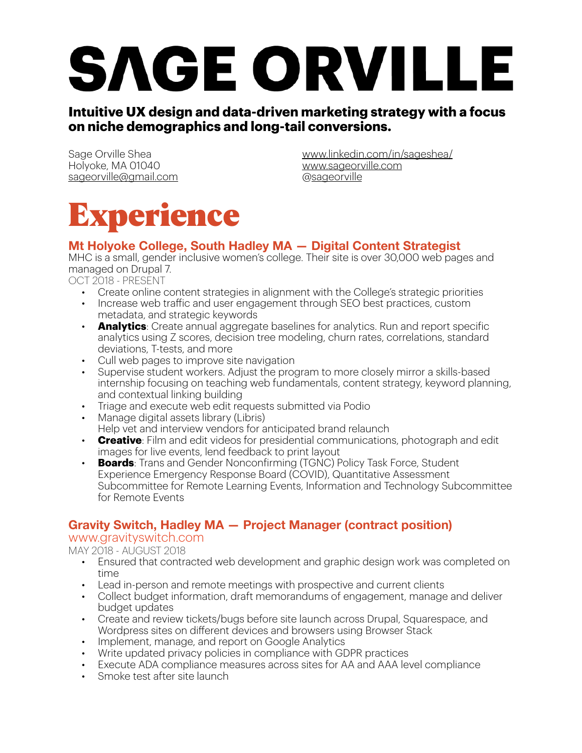# SAGE ORVILLE

**Intuitive UX design and data-driven marketing strategy with a focus on niche demographics and long-tail conversions.**

Sage Orville Shea
Holyoke, MA 01040
sageorville@gmail.com

www.linkedin.com/in/sageshea/
www.sageorville.com
@sageorville

# Experience

### Mt Holyoke College, South Hadley MA — Digital Content Strategist

MHC is a small, gender inclusive women's college. Their site is over 30,000 web pages and managed on Drupal 7.

OCT 2018 - PRESENT

- Create online content strategies in alignment with the College's strategic priorities
- Increase web traffic and user engagement through SEO best practices, custom metadata, and strategic keywords
- **Analytics**: Create annual aggregate baselines for analytics. Run and report specific analytics using Z scores, decision tree modeling, churn rates, correlations, standard deviations, T-tests, and more
- Cull web pages to improve site navigation
- Supervise student workers. Adjust the program to more closely mirror a skills-based internship focusing on teaching web fundamentals, content strategy, keyword planning, and contextual linking building
- Triage and execute web edit requests submitted via Podio
- Manage digital assets library (Libris)
  Help vet and interview vendors for anticipated brand relaunch
- **Creative**: Film and edit videos for presidential communications, photograph and edit images for live events, lend feedback to print layout
- **Boards**: Trans and Gender Nonconfirming (TGNC) Policy Task Force, Student Experience Emergency Response Board (COVID), Quantitative Assessment Subcommittee for Remote Learning Events, Information and Technology Subcommittee for Remote Events

### Gravity Switch, Hadley MA — Project Manager (contract position)

www.gravityswitch.com

MAY 2018 - AUGUST 2018

- Ensured that contracted web development and graphic design work was completed on time
- Lead in-person and remote meetings with prospective and current clients
- Collect budget information, draft memorandums of engagement, manage and deliver budget updates
- Create and review tickets/bugs before site launch across Drupal, Squarespace, and Wordpress sites on different devices and browsers using Browser Stack
- Implement, manage, and report on Google Analytics
- Write updated privacy policies in compliance with GDPR practices
- Execute ADA compliance measures across sites for AA and AAA level compliance
- Smoke test after site launch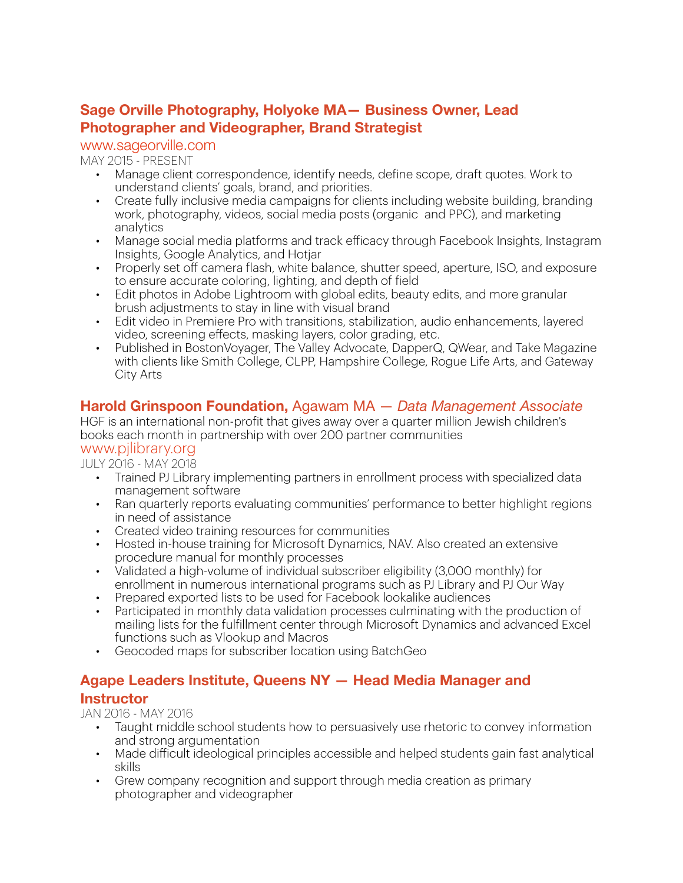### Sage Orville Photography, Holyoke MA— Business Owner, Lead Photographer and Videographer, Brand Strategist

www.sageorville.com

MAY 2015 - PRESENT

- Manage client correspondence, identify needs, define scope, draft quotes. Work to understand clients' goals, brand, and priorities.
- Create fully inclusive media campaigns for clients including website building, branding work, photography, videos, social media posts (organic and PPC), and marketing analytics
- Manage social media platforms and track efficacy through Facebook Insights, Instagram Insights, Google Analytics, and Hotjar
- Properly set off camera flash, white balance, shutter speed, aperture, ISO, and exposure to ensure accurate coloring, lighting, and depth of field
- Edit photos in Adobe Lightroom with global edits, beauty edits, and more granular brush adjustments to stay in line with visual brand
- Edit video in Premiere Pro with transitions, stabilization, audio enhancements, layered video, screening effects, masking layers, color grading, etc.
- Published in BostonVoyager, The Valley Advocate, DapperQ, QWear, and Take Magazine with clients like Smith College, CLPP, Hampshire College, Rogue Life Arts, and Gateway City Arts

### Harold Grinspoon Foundation, Agawam MA — *Data Management Associate*

HGF is an international non-profit that gives away over a quarter million Jewish children's books each month in partnership with over 200 partner communities

www.pjlibrary.org

JULY 2016 - MAY 2018

- Trained PJ Library implementing partners in enrollment process with specialized data management software
- Ran quarterly reports evaluating communities' performance to better highlight regions in need of assistance
- Created video training resources for communities
- Hosted in-house training for Microsoft Dynamics, NAV. Also created an extensive procedure manual for monthly processes
- Validated a high-volume of individual subscriber eligibility (3,000 monthly) for enrollment in numerous international programs such as PJ Library and PJ Our Way
- Prepared exported lists to be used for Facebook lookalike audiences
- Participated in monthly data validation processes culminating with the production of mailing lists for the fulfillment center through Microsoft Dynamics and advanced Excel functions such as Vlookup and Macros
- Geocoded maps for subscriber location using BatchGeo

### Agape Leaders Institute, Queens NY — Head Media Manager and Instructor

JAN 2016 - MAY 2016

- Taught middle school students how to persuasively use rhetoric to convey information and strong argumentation
- Made difficult ideological principles accessible and helped students gain fast analytical skills
- Grew company recognition and support through media creation as primary photographer and videographer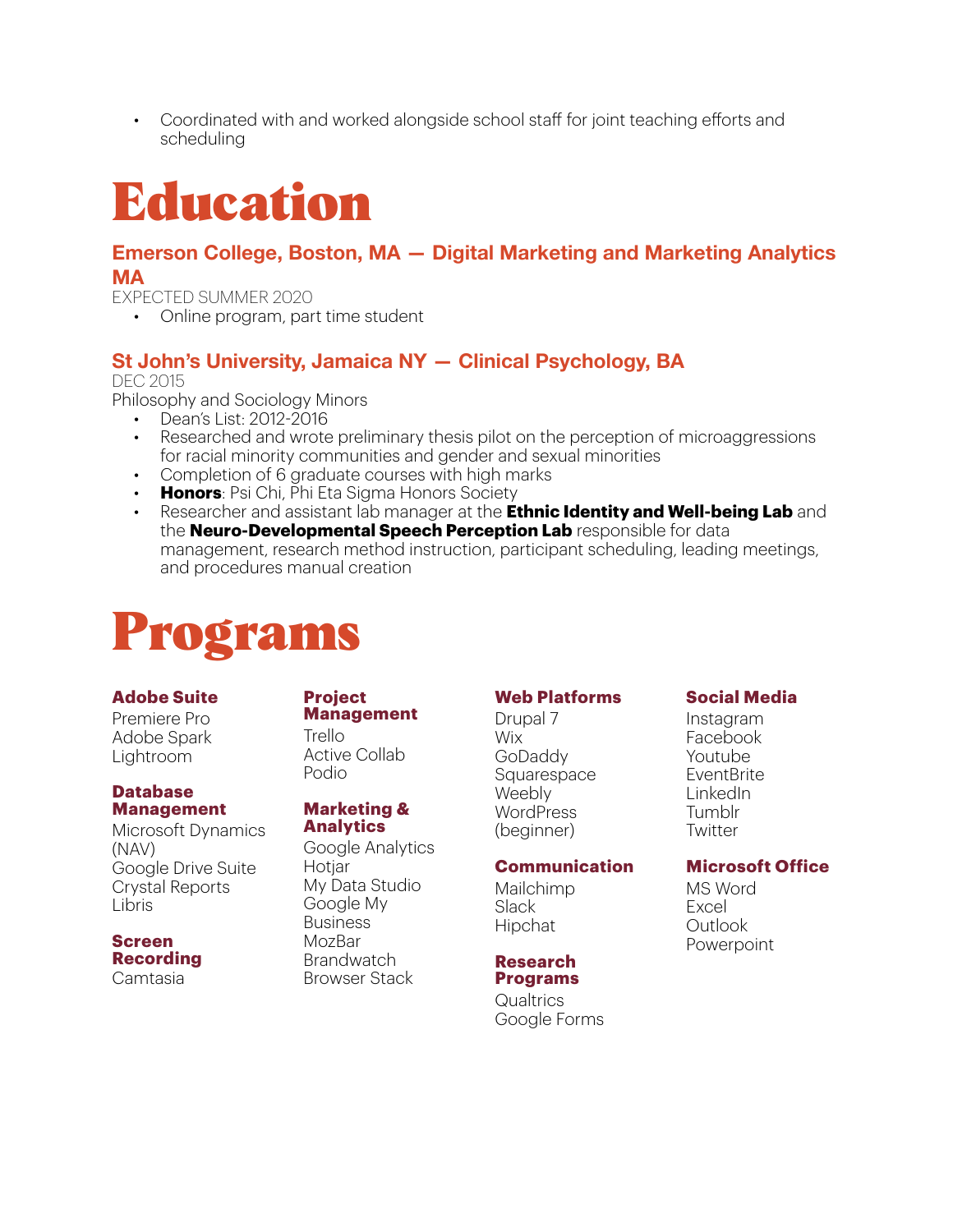- Coordinated with and worked alongside school staff for joint teaching efforts and scheduling

# Education

### Emerson College, Boston, MA — Digital Marketing and Marketing Analytics MA

EXPECTED SUMMER 2020

- Online program, part time student

### St John's University, Jamaica NY — Clinical Psychology, BA

DEC 2015

Philosophy and Sociology Minors

- Dean's List: 2012-2016
- Researched and wrote preliminary thesis pilot on the perception of microaggressions for racial minority communities and gender and sexual minorities
- Completion of 6 graduate courses with high marks
- **Honors**: Psi Chi, Phi Eta Sigma Honors Society
- Researcher and assistant lab manager at the **Ethnic Identity and Well-being Lab** and the **Neuro-Developmental Speech Perception Lab** responsible for data management, research method instruction, participant scheduling, leading meetings, and procedures manual creation

# Programs

**Adobe Suite**
Premiere Pro
Adobe Spark
Lightroom

**Database Management**
Microsoft Dynamics (NAV)
Google Drive Suite
Crystal Reports
Libris

**Screen Recording**
Camtasia

**Project Management**
Trello
Active Collab
Podio

**Marketing & Analytics**
Google Analytics
Hotjar
My Data Studio
Google My Business
MozBar
Brandwatch
Browser Stack

**Web Platforms**
Drupal 7
Wix
GoDaddy
Squarespace
Weebly
WordPress (beginner)

**Communication**
Mailchimp
Slack
Hipchat

**Research Programs**
Qualtrics
Google Forms

**Social Media**
Instagram
Facebook
Youtube
EventBrite
LinkedIn
Tumblr
Twitter

**Microsoft Office**
MS Word
Excel
Outlook
Powerpoint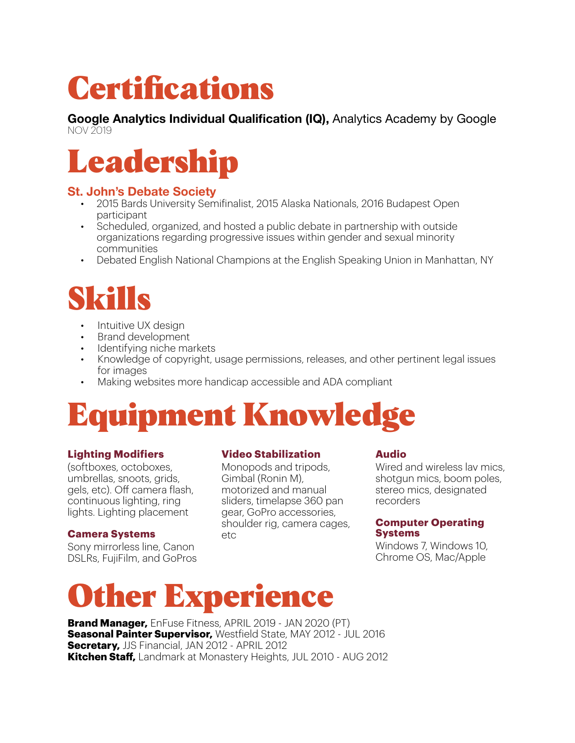# Certifications

**Google Analytics Individual Qualification (IQ),** Analytics Academy by Google
NOV 2019

# Leadership

### St. John's Debate Society

- 2015 Bards University Semifinalist, 2015 Alaska Nationals, 2016 Budapest Open participant
- Scheduled, organized, and hosted a public debate in partnership with outside organizations regarding progressive issues within gender and sexual minority communities
- Debated English National Champions at the English Speaking Union in Manhattan, NY

# Skills

- Intuitive UX design
- Brand development
- Identifying niche markets
- Knowledge of copyright, usage permissions, releases, and other pertinent legal issues for images
- Making websites more handicap accessible and ADA compliant

# Equipment Knowledge

**Lighting Modifiers**
(softboxes, octoboxes, umbrellas, snoots, grids, gels, etc). Off camera flash, continuous lighting, ring lights. Lighting placement

**Camera Systems**
Sony mirrorless line, Canon DSLRs, FujiFilm, and GoPros

**Video Stabilization**
Monopods and tripods, Gimbal (Ronin M), motorized and manual sliders, timelapse 360 pan gear, GoPro accessories, shoulder rig, camera cages, etc

**Audio**
Wired and wireless lav mics, shotgun mics, boom poles, stereo mics, designated recorders

**Computer Operating Systems**
Windows 7, Windows 10, Chrome OS, Mac/Apple

# Other Experience

**Brand Manager,** EnFuse Fitness, APRIL 2019 - JAN 2020 (PT)
**Seasonal Painter Supervisor,** Westfield State, MAY 2012 - JUL 2016
**Secretary,** JJS Financial, JAN 2012 - APRIL 2012
**Kitchen Staff,** Landmark at Monastery Heights, JUL 2010 - AUG 2012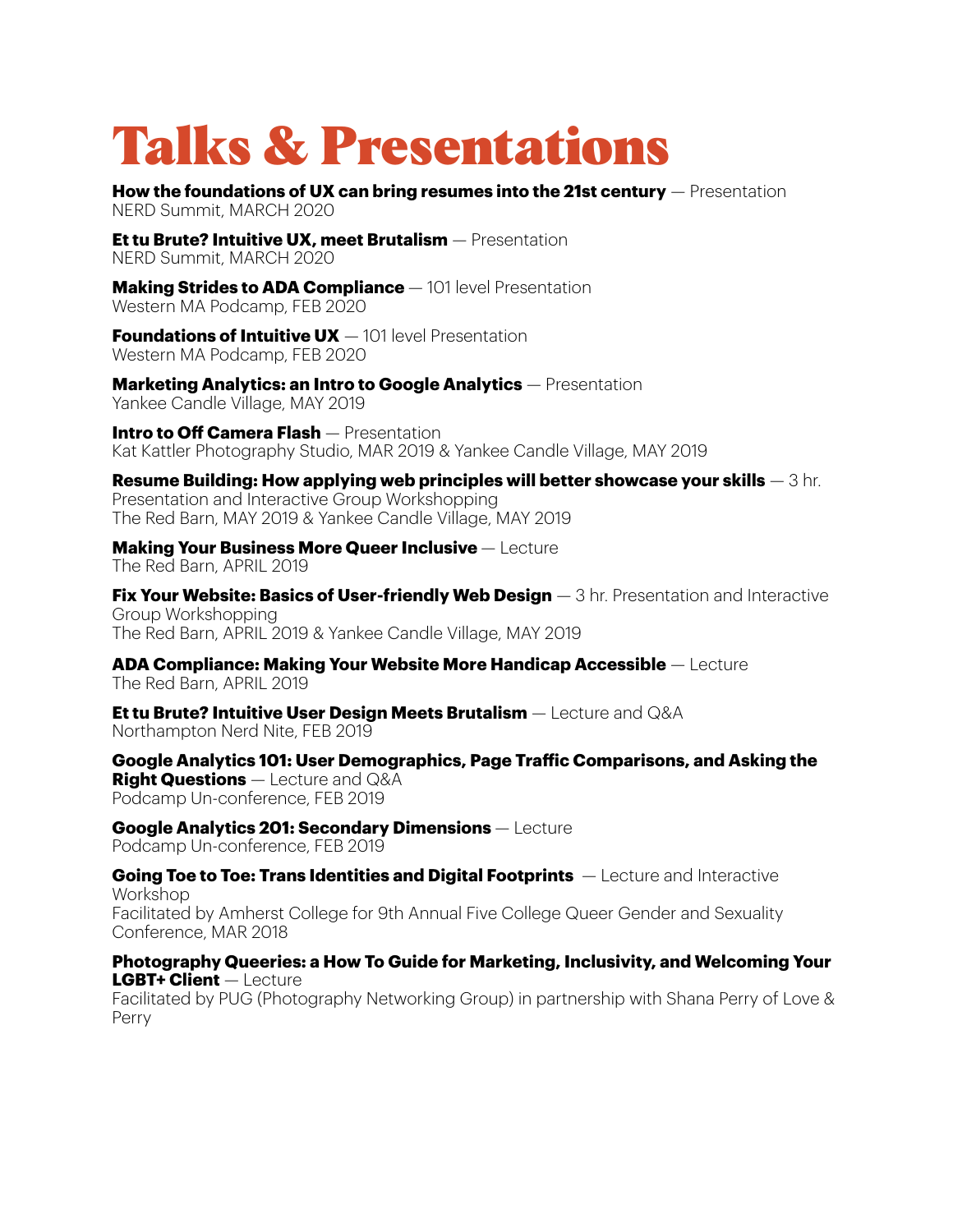# Talks & Presentations

**How the foundations of UX can bring resumes into the 21st century** — Presentation
NERD Summit, MARCH 2020

**Et tu Brute? Intuitive UX, meet Brutalism** — Presentation
NERD Summit, MARCH 2020

**Making Strides to ADA Compliance** — 101 level Presentation
Western MA Podcamp, FEB 2020

**Foundations of Intuitive UX** — 101 level Presentation
Western MA Podcamp, FEB 2020

**Marketing Analytics: an Intro to Google Analytics** — Presentation
Yankee Candle Village, MAY 2019

**Intro to Off Camera Flash** — Presentation
Kat Kattler Photography Studio, MAR 2019 & Yankee Candle Village, MAY 2019

**Resume Building: How applying web principles will better showcase your skills** — 3 hr. Presentation and Interactive Group Workshopping
The Red Barn, MAY 2019 & Yankee Candle Village, MAY 2019

**Making Your Business More Queer Inclusive** — Lecture
The Red Barn, APRIL 2019

**Fix Your Website: Basics of User-friendly Web Design** — 3 hr. Presentation and Interactive Group Workshopping
The Red Barn, APRIL 2019 & Yankee Candle Village, MAY 2019

**ADA Compliance: Making Your Website More Handicap Accessible** — Lecture
The Red Barn, APRIL 2019

**Et tu Brute? Intuitive User Design Meets Brutalism** — Lecture and Q&A
Northampton Nerd Nite, FEB 2019

**Google Analytics 101: User Demographics, Page Traffic Comparisons, and Asking the Right Questions** — Lecture and Q&A
Podcamp Un-conference, FEB 2019

**Google Analytics 201: Secondary Dimensions** — Lecture
Podcamp Un-conference, FEB 2019

**Going Toe to Toe: Trans Identities and Digital Footprints** — Lecture and Interactive Workshop
Facilitated by Amherst College for 9th Annual Five College Queer Gender and Sexuality Conference, MAR 2018

**Photography Queeries: a How To Guide for Marketing, Inclusivity, and Welcoming Your LGBT+ Client** — Lecture
Facilitated by PUG (Photography Networking Group) in partnership with Shana Perry of Love & Perry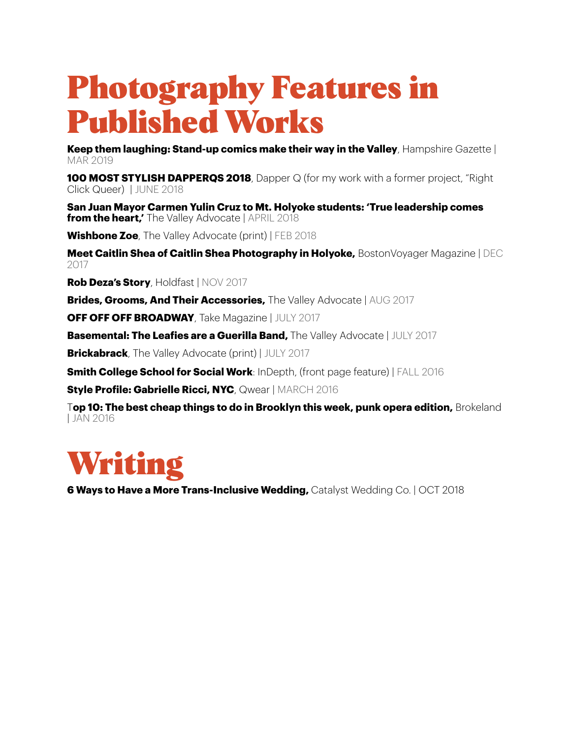# Photography Features in Published Works

**Keep them laughing: Stand-up comics make their way in the Valley**, Hampshire Gazette | MAR 2019

**100 MOST STYLISH DAPPERQS 2018**, Dapper Q (for my work with a former project, "Right Click Queer) | JUNE 2018

**San Juan Mayor Carmen Yulin Cruz to Mt. Holyoke students: 'True leadership comes from the heart,'** The Valley Advocate | APRIL 2018

**Wishbone Zoe**, The Valley Advocate (print) | FEB 2018

**Meet Caitlin Shea of Caitlin Shea Photography in Holyoke,** BostonVoyager Magazine | DEC 2017

**Rob Deza's Story**, Holdfast | NOV 2017

**Brides, Grooms, And Their Accessories,** The Valley Advocate | AUG 2017

**OFF OFF OFF BROADWAY**, Take Magazine | JULY 2017

**Basemental: The Leafies are a Guerilla Band,** The Valley Advocate | JULY 2017

**Brickabrack**, The Valley Advocate (print) | JULY 2017

**Smith College School for Social Work**: InDepth, (front page feature) | FALL 2016

**Style Profile: Gabrielle Ricci, NYC**, Qwear | MARCH 2016

T**op 10: The best cheap things to do in Brooklyn this week, punk opera edition,** Brokeland | JAN 2016

# Writing

**6 Ways to Have a More Trans-Inclusive Wedding,** Catalyst Wedding Co. | OCT 2018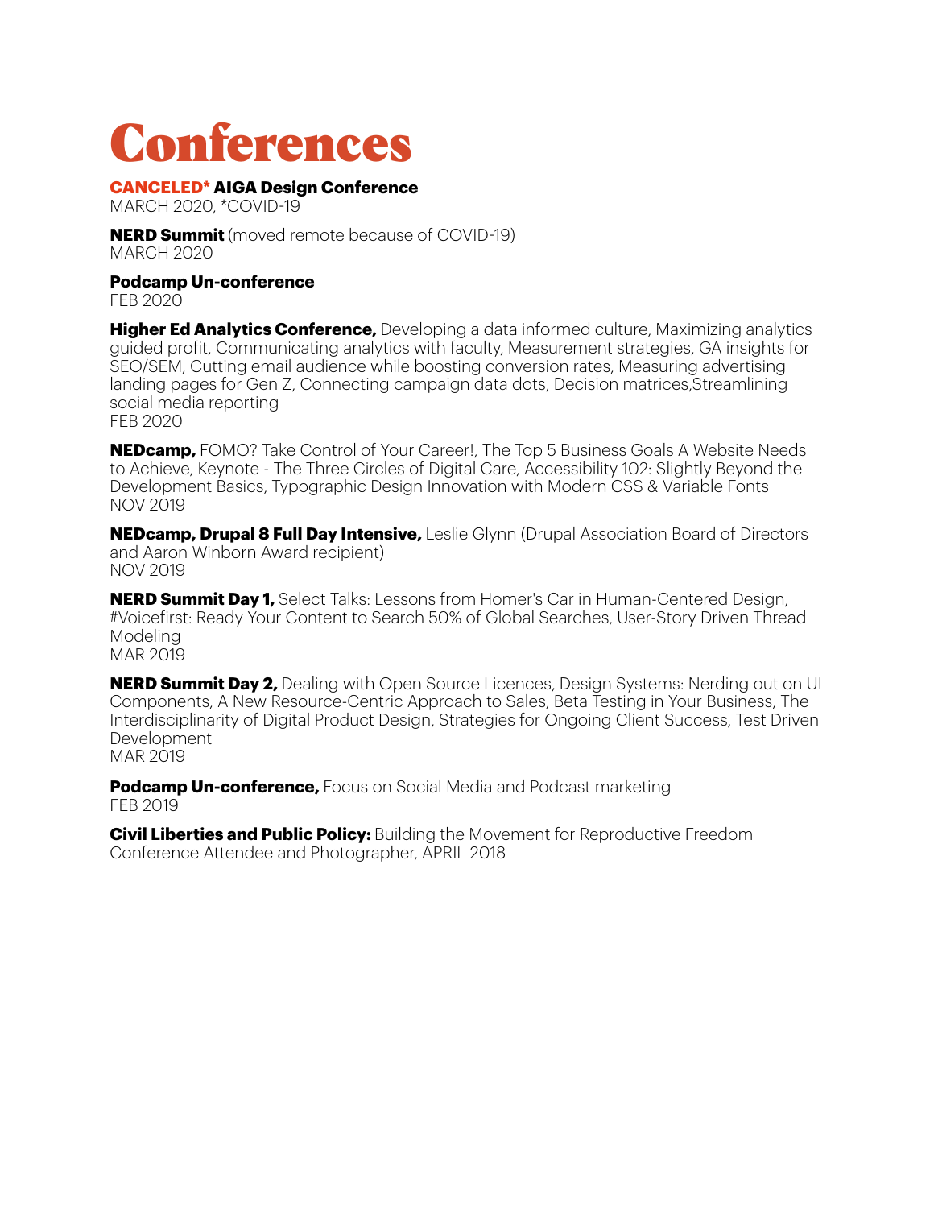# Conferences

**CANCELED\* AIGA Design Conference**
MARCH 2020, *COVID-19

**NERD Summit** (moved remote because of COVID-19)
MARCH 2020

**Podcamp Un-conference**
FEB 2020

**Higher Ed Analytics Conference,** Developing a data informed culture, Maximizing analytics guided profit, Communicating analytics with faculty, Measurement strategies, GA insights for SEO/SEM, Cutting email audience while boosting conversion rates, Measuring advertising landing pages for Gen Z, Connecting campaign data dots, Decision matrices,Streamlining social media reporting
FEB 2020

**NEDcamp,** FOMO? Take Control of Your Career!, The Top 5 Business Goals A Website Needs to Achieve, Keynote - The Three Circles of Digital Care, Accessibility 102: Slightly Beyond the Development Basics, Typographic Design Innovation with Modern CSS & Variable Fonts
NOV 2019

**NEDcamp, Drupal 8 Full Day Intensive,** Leslie Glynn (Drupal Association Board of Directors and Aaron Winborn Award recipient)
NOV 2019

**NERD Summit Day 1,** Select Talks: Lessons from Homer's Car in Human-Centered Design, #Voicefirst: Ready Your Content to Search 50% of Global Searches, User-Story Driven Thread Modeling
MAR 2019

**NERD Summit Day 2,** Dealing with Open Source Licences, Design Systems: Nerding out on UI Components, A New Resource-Centric Approach to Sales, Beta Testing in Your Business, The Interdisciplinarity of Digital Product Design, Strategies for Ongoing Client Success, Test Driven Development
MAR 2019

**Podcamp Un-conference,** Focus on Social Media and Podcast marketing
FEB 2019

**Civil Liberties and Public Policy:** Building the Movement for Reproductive Freedom
Conference Attendee and Photographer, APRIL 2018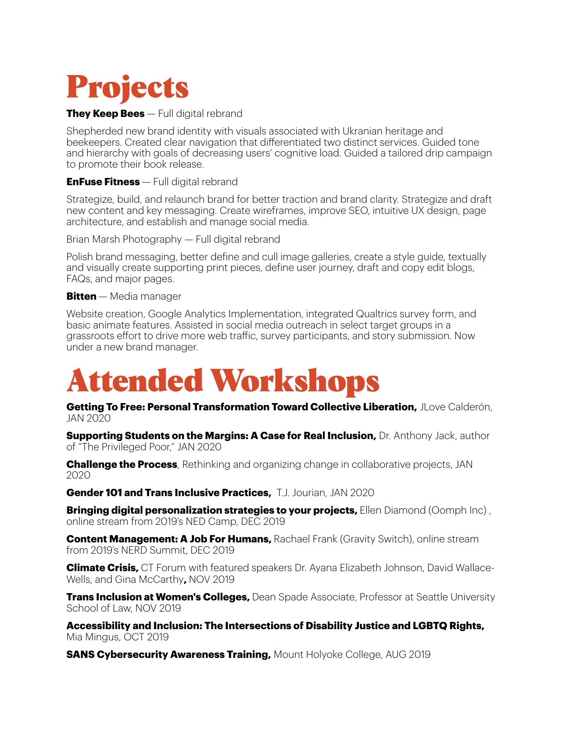# Projects

**They Keep Bees** — Full digital rebrand

Shepherded new brand identity with visuals associated with Ukranian heritage and beekeepers. Created clear navigation that differentiated two distinct services. Guided tone and hierarchy with goals of decreasing users' cognitive load. Guided a tailored drip campaign to promote their book release.

**EnFuse Fitness** — Full digital rebrand

Strategize, build, and relaunch brand for better traction and brand clarity. Strategize and draft new content and key messaging. Create wireframes, improve SEO, intuitive UX design, page architecture, and establish and manage social media.

Brian Marsh Photography — Full digital rebrand

Polish brand messaging, better define and cull image galleries, create a style guide, textually and visually create supporting print pieces, define user journey, draft and copy edit blogs, FAQs, and major pages.

**Bitten** — Media manager

Website creation, Google Analytics Implementation, integrated Qualtrics survey form, and basic animate features. Assisted in social media outreach in select target groups in a grassroots effort to drive more web traffic, survey participants, and story submission. Now under a new brand manager.

# Attended Workshops

**Getting To Free: Personal Transformation Toward Collective Liberation,** JLove Calderón, JAN 2020

**Supporting Students on the Margins: A Case for Real Inclusion,** Dr. Anthony Jack, author of "The Privileged Poor," JAN 2020

**Challenge the Process**, Rethinking and organizing change in collaborative projects, JAN 2020

**Gender 101 and Trans Inclusive Practices,** T.J. Jourian, JAN 2020

**Bringing digital personalization strategies to your projects,** Ellen Diamond (Oomph Inc) , online stream from 2019's NED Camp, DEC 2019

**Content Management: A Job For Humans,** Rachael Frank (Gravity Switch), online stream from 2019's NERD Summit, DEC 2019

**Climate Crisis,** CT Forum with featured speakers Dr. Ayana Elizabeth Johnson, David Wallace-Wells, and Gina McCarthy**,** NOV 2019

**Trans Inclusion at Women's Colleges,** Dean Spade Associate, Professor at Seattle University School of Law, NOV 2019

**Accessibility and Inclusion: The Intersections of Disability Justice and LGBTQ Rights,** Mia Mingus, OCT 2019

**SANS Cybersecurity Awareness Training,** Mount Holyoke College, AUG 2019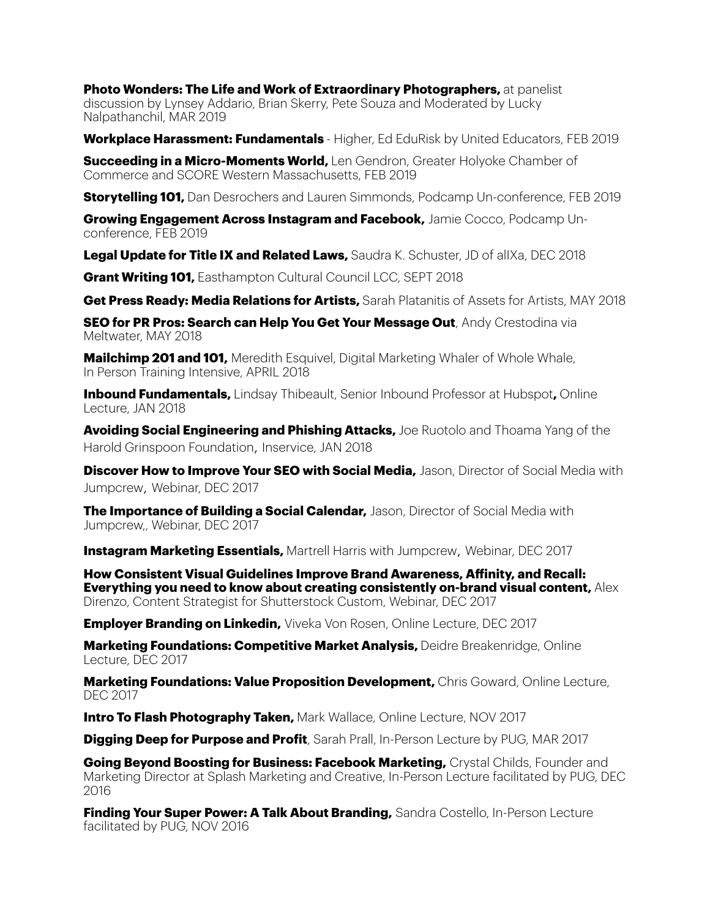**Photo Wonders: The Life and Work of Extraordinary Photographers,** at panelist discussion by Lynsey Addario, Brian Skerry, Pete Souza and Moderated by Lucky Nalpathanchil, MAR 2019

**Workplace Harassment: Fundamentals** - Higher, Ed EduRisk by United Educators, FEB 2019

**Succeeding in a Micro-Moments World,** Len Gendron, Greater Holyoke Chamber of Commerce and SCORE Western Massachusetts, FEB 2019

**Storytelling 101,** Dan Desrochers and Lauren Simmonds, Podcamp Un-conference, FEB 2019

**Growing Engagement Across Instagram and Facebook,** Jamie Cocco, Podcamp Un-conference, FEB 2019

**Legal Update for Title IX and Related Laws,** Saudra K. Schuster, JD of aIIXa, DEC 2018

**Grant Writing 101,** Easthampton Cultural Council LCC, SEPT 2018

**Get Press Ready: Media Relations for Artists,** Sarah Platanitis of Assets for Artists, MAY 2018

**SEO for PR Pros: Search can Help You Get Your Message Out**, Andy Crestodina via Meltwater, MAY 2018

**Mailchimp 201 and 101,** Meredith Esquivel, Digital Marketing Whaler of Whole Whale, In Person Training Intensive, APRIL 2018

**Inbound Fundamentals,** Lindsay Thibeault, Senior Inbound Professor at Hubspot**,** Online Lecture, JAN 2018

**Avoiding Social Engineering and Phishing Attacks,** Joe Ruotolo and Thoama Yang of the Harold Grinspoon Foundation, Inservice, JAN 2018

**Discover How to Improve Your SEO with Social Media,** Jason, Director of Social Media with Jumpcrew, Webinar, DEC 2017

**The Importance of Building a Social Calendar,** Jason, Director of Social Media with Jumpcrew,, Webinar, DEC 2017

**Instagram Marketing Essentials,** Martrell Harris with Jumpcrew, Webinar, DEC 2017

**How Consistent Visual Guidelines Improve Brand Awareness, Affinity, and Recall: Everything you need to know about creating consistently on-brand visual content,** Alex Direnzo, Content Strategist for Shutterstock Custom, Webinar, DEC 2017

**Employer Branding on Linkedin,** Viveka Von Rosen, Online Lecture, DEC 2017

**Marketing Foundations: Competitive Market Analysis,** Deidre Breakenridge, Online Lecture, DEC 2017

**Marketing Foundations: Value Proposition Development,** Chris Goward, Online Lecture, DEC 2017

**Intro To Flash Photography Taken,** Mark Wallace, Online Lecture, NOV 2017

**Digging Deep for Purpose and Profit**, Sarah Prall, In-Person Lecture by PUG, MAR 2017

**Going Beyond Boosting for Business: Facebook Marketing,** Crystal Childs, Founder and Marketing Director at Splash Marketing and Creative, In-Person Lecture facilitated by PUG, DEC 2016

**Finding Your Super Power: A Talk About Branding,** Sandra Costello, In-Person Lecture facilitated by PUG, NOV 2016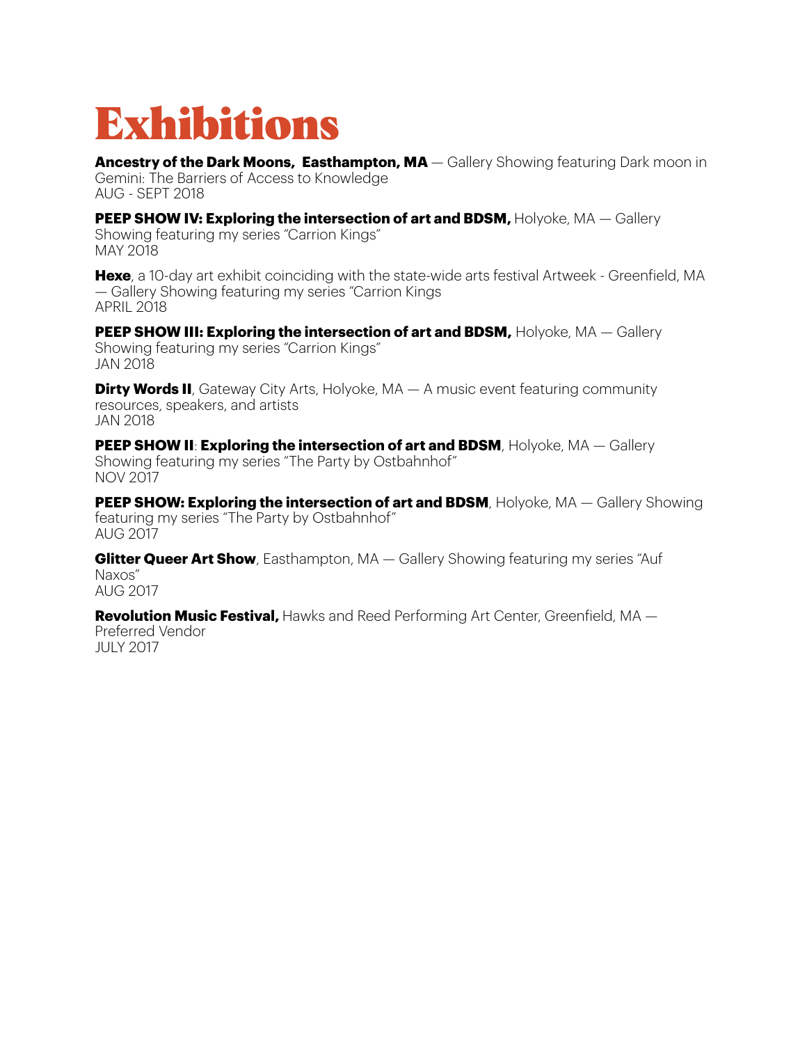# Exhibitions

**Ancestry of the Dark Moons,  Easthampton, MA** — Gallery Showing featuring Dark moon in Gemini: The Barriers of Access to Knowledge
AUG - SEPT 2018

**PEEP SHOW IV: Exploring the intersection of art and BDSM,** Holyoke, MA — Gallery Showing featuring my series "Carrion Kings"
MAY 2018

**Hexe**, a 10-day art exhibit coinciding with the state-wide arts festival Artweek - Greenfield, MA — Gallery Showing featuring my series "Carrion Kings
APRIL 2018

**PEEP SHOW III: Exploring the intersection of art and BDSM,** Holyoke, MA — Gallery Showing featuring my series "Carrion Kings"
JAN 2018

**Dirty Words II**, Gateway City Arts, Holyoke, MA — A music event featuring community resources, speakers, and artists
JAN 2018

**PEEP SHOW II**: **Exploring the intersection of art and BDSM**, Holyoke, MA — Gallery Showing featuring my series "The Party by Ostbahnhof"
NOV 2017

**PEEP SHOW: Exploring the intersection of art and BDSM**, Holyoke, MA — Gallery Showing featuring my series "The Party by Ostbahnhof"
AUG 2017

**Glitter Queer Art Show**, Easthampton, MA — Gallery Showing featuring my series "Auf Naxos"
AUG 2017

**Revolution Music Festival,** Hawks and Reed Performing Art Center, Greenfield, MA — Preferred Vendor
JULY 2017